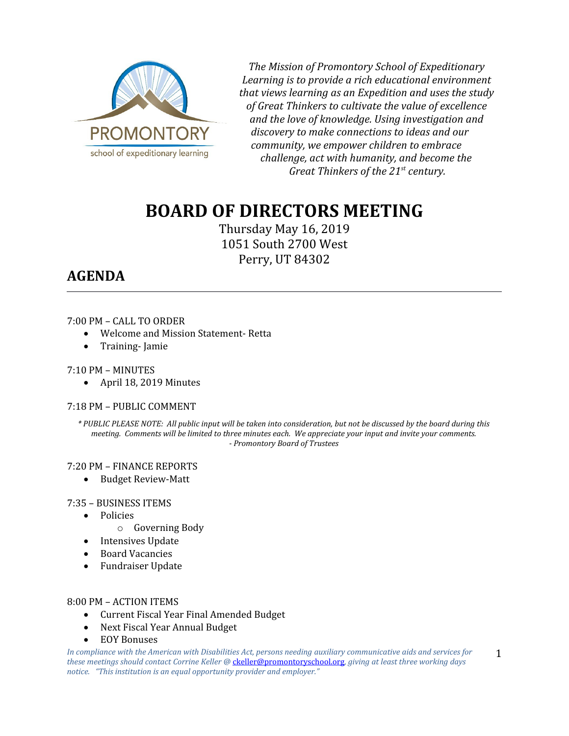PROMONTORY
school of expeditionary learning

*The Mission of Promontory School of Expeditionary Learning is to provide a rich educational environment that views learning as an Expedition and uses the study of Great Thinkers to cultivate the value of excellence and the love of knowledge. Using investigation and discovery to make connections to ideas and our community, we empower children to embrace challenge, act with humanity, and become the Great Thinkers of the 21st century.*

# BOARD OF DIRECTORS MEETING

Thursday May 16, 2019
1051 South 2700 West
Perry, UT 84302

## AGENDA

---

7:00 PM – CALL TO ORDER

- Welcome and Mission Statement- Retta
- Training- Jamie

7:10 PM – MINUTES

- April 18, 2019 Minutes

7:18 PM – PUBLIC COMMENT

*\* PUBLIC PLEASE NOTE: All public input will be taken into consideration, but not be discussed by the board during this meeting. Comments will be limited to three minutes each. We appreciate your input and invite your comments. - Promontory Board of Trustees*

7:20 PM – FINANCE REPORTS

- Budget Review-Matt

7:35 – BUSINESS ITEMS

- Policies
  - Governing Body
- Intensives Update
- Board Vacancies
- Fundraiser Update

8:00 PM – ACTION ITEMS

- Current Fiscal Year Final Amended Budget
- Next Fiscal Year Annual Budget
- EOY Bonuses

*In compliance with the American with Disabilities Act, persons needing auxiliary communicative aids and services for these meetings should contact Corrine Keller @ ckeller@promontoryschool.org, giving at least three working days notice. "This institution is an equal opportunity provider and employer."*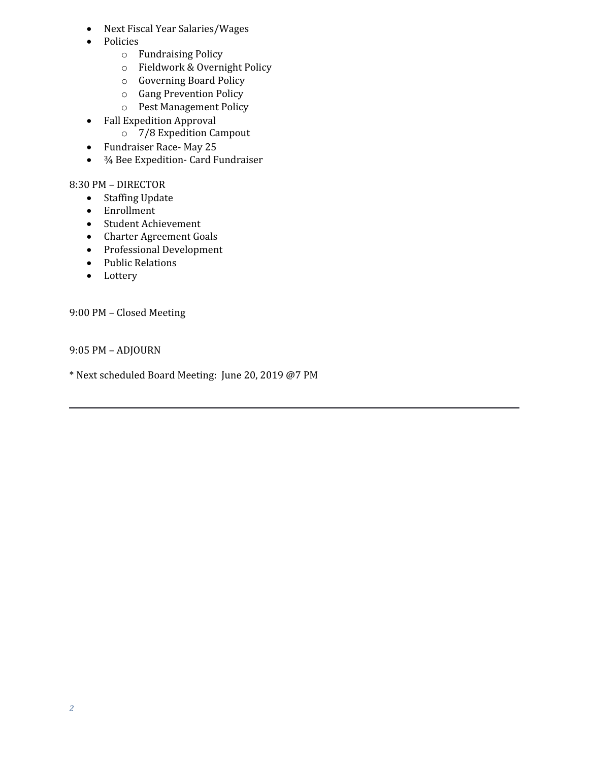- Next Fiscal Year Salaries/Wages
- Policies
    - Fundraising Policy
    - Fieldwork & Overnight Policy
    - Governing Board Policy
    - Gang Prevention Policy
    - Pest Management Policy
- Fall Expedition Approval
    - 7/8 Expedition Campout
- Fundraiser Race- May 25
- ¾ Bee Expedition- Card Fundraiser

8:30 PM – DIRECTOR

- Staffing Update
- Enrollment
- Student Achievement
- Charter Agreement Goals
- Professional Development
- Public Relations
- Lottery

9:00 PM – Closed Meeting

9:05 PM – ADJOURN

* Next scheduled Board Meeting: June 20, 2019 @7 PM

---